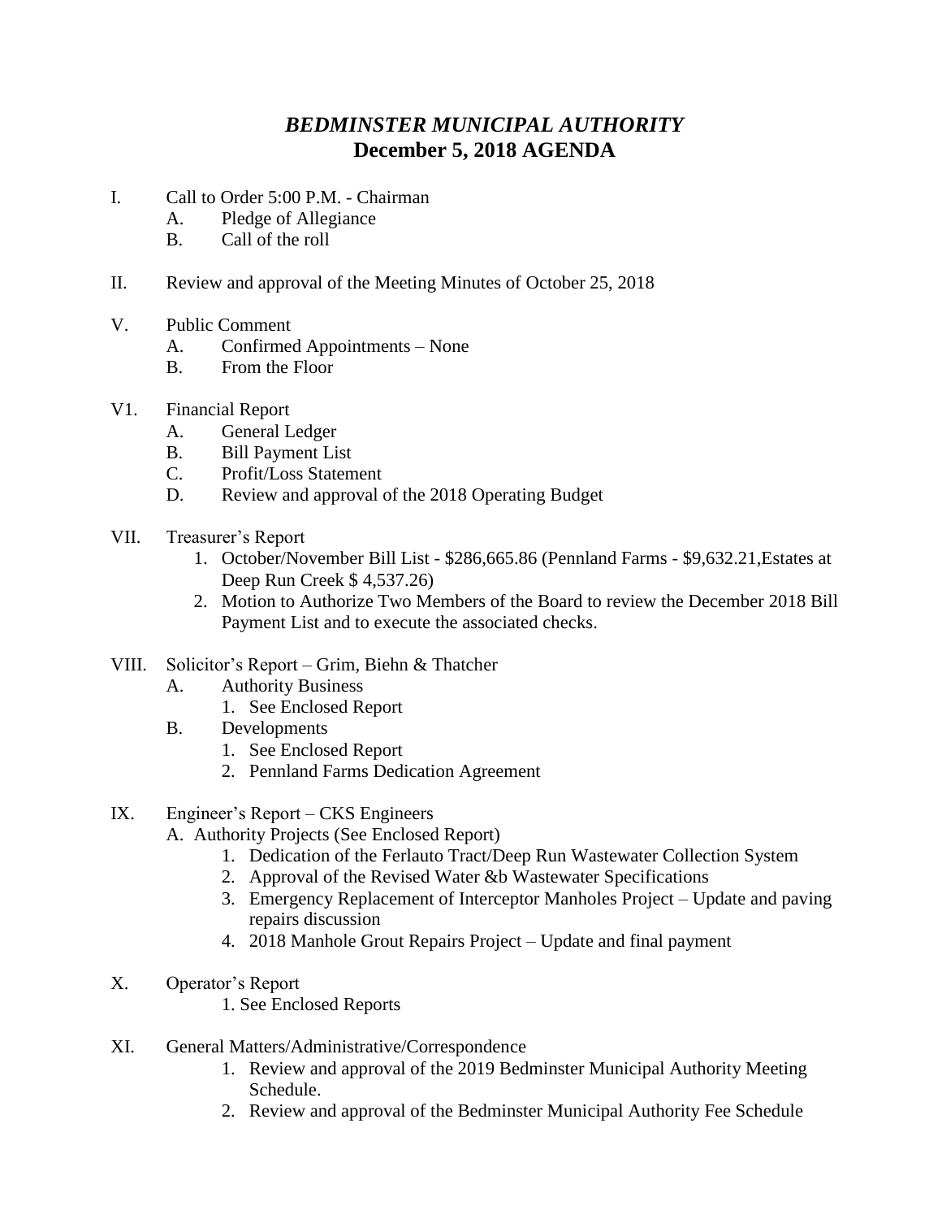# *BEDMINSTER MUNICIPAL AUTHORITY*
## December 5, 2018 AGENDA

I. Call to Order 5:00 P.M. - Chairman
  - A. Pledge of Allegiance
  - B. Call of the roll

II. Review and approval of the Meeting Minutes of October 25, 2018

V. Public Comment
  - A. Confirmed Appointments – None
  - B. From the Floor

V1. Financial Report
  - A. General Ledger
  - B. Bill Payment List
  - C. Profit/Loss Statement
  - D. Review and approval of the 2018 Operating Budget

VII. Treasurer's Report
  1. October/November Bill List - $286,665.86 (Pennland Farms - $9,632.21,Estates at Deep Run Creek $ 4,537.26)
  2. Motion to Authorize Two Members of the Board to review the December 2018 Bill Payment List and to execute the associated checks.

VIII. Solicitor's Report – Grim, Biehn & Thatcher
  - A. Authority Business
    1. See Enclosed Report
  - B. Developments
    1. See Enclosed Report
    2. Pennland Farms Dedication Agreement

IX. Engineer's Report – CKS Engineers
  - A. Authority Projects (See Enclosed Report)
    1. Dedication of the Ferlauto Tract/Deep Run Wastewater Collection System
    2. Approval of the Revised Water &b Wastewater Specifications
    3. Emergency Replacement of Interceptor Manholes Project – Update and paving repairs discussion
    4. 2018 Manhole Grout Repairs Project – Update and final payment

X. Operator's Report
  1. See Enclosed Reports

XI. General Matters/Administrative/Correspondence
  1. Review and approval of the 2019 Bedminster Municipal Authority Meeting Schedule.
  2. Review and approval of the Bedminster Municipal Authority Fee Schedule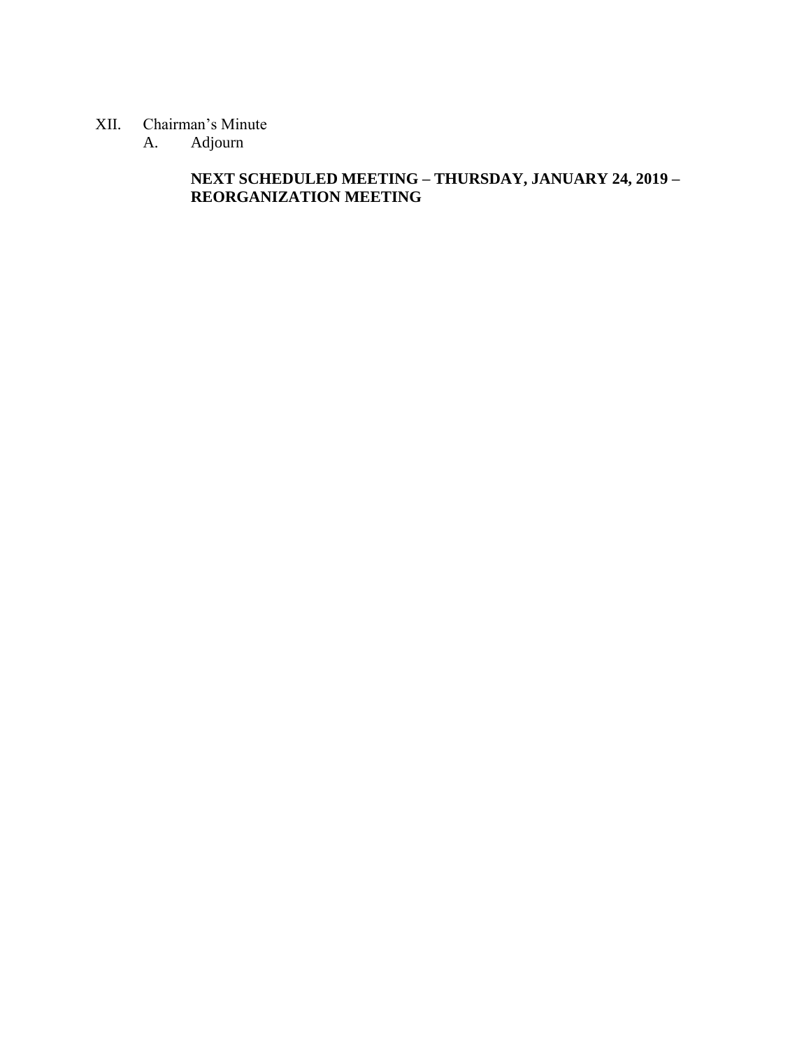XII. Chairman's Minute

A. Adjourn

**NEXT SCHEDULED MEETING – THURSDAY, JANUARY 24, 2019 – REORGANIZATION MEETING**